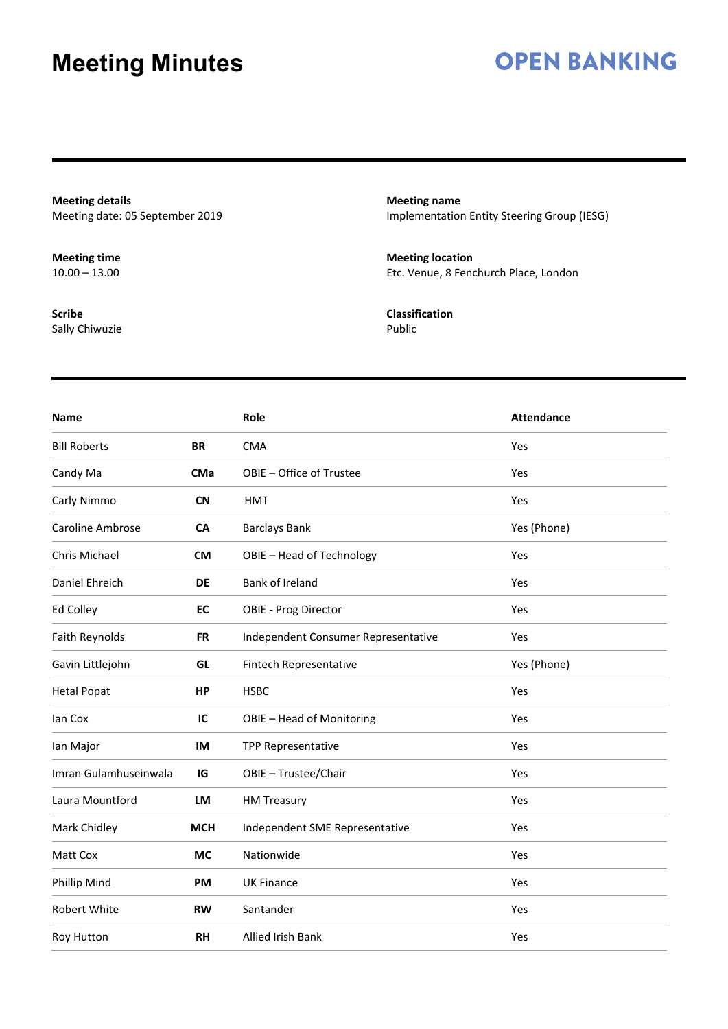# Meeting Minutes

**OPEN BANKING**

**Meeting details**
Meeting date: 05 September 2019

**Meeting name**
Implementation Entity Steering Group (IESG)

**Meeting time**
10.00 – 13.00

**Meeting location**
Etc. Venue, 8 Fenchurch Place, London

**Scribe**
Sally Chiwuzie

**Classification**
Public

| Name | | Role | Attendance |
|---|---|---|---|
| Bill Roberts | **BR** | CMA | Yes |
| Candy Ma | **CMa** | OBIE – Office of Trustee | Yes |
| Carly Nimmo | **CN** | HMT | Yes |
| Caroline Ambrose | **CA** | Barclays Bank | Yes (Phone) |
| Chris Michael | **CM** | OBIE – Head of Technology | Yes |
| Daniel Ehreich | **DE** | Bank of Ireland | Yes |
| Ed Colley | **EC** | OBIE - Prog Director | Yes |
| Faith Reynolds | **FR** | Independent Consumer Representative | Yes |
| Gavin Littlejohn | **GL** | Fintech Representative | Yes (Phone) |
| Hetal Popat | **HP** | HSBC | Yes |
| Ian Cox | **IC** | OBIE – Head of Monitoring | Yes |
| Ian Major | **IM** | TPP Representative | Yes |
| Imran Gulamhuseinwala | **IG** | OBIE – Trustee/Chair | Yes |
| Laura Mountford | **LM** | HM Treasury | Yes |
| Mark Chidley | **MCH** | Independent SME Representative | Yes |
| Matt Cox | **MC** | Nationwide | Yes |
| Phillip Mind | **PM** | UK Finance | Yes |
| Robert White | **RW** | Santander | Yes |
| Roy Hutton | **RH** | Allied Irish Bank | Yes |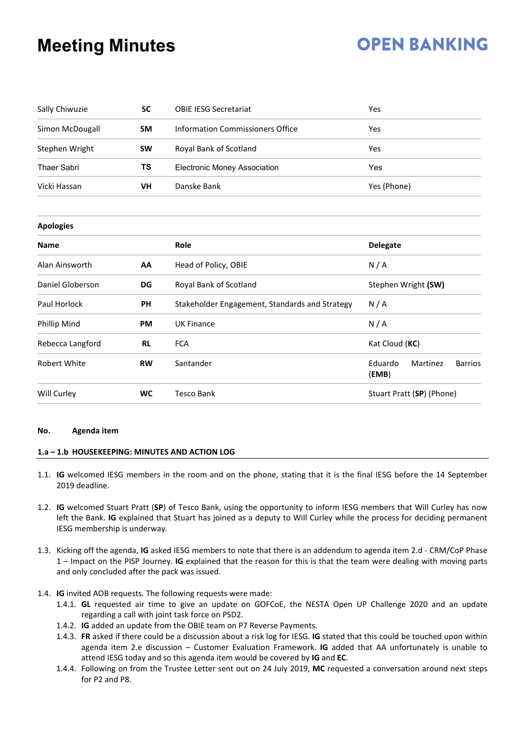# Meeting Minutes

| | | | |
|---|---|---|---|
| Sally Chiwuzie | **SC** | OBIE IESG Secretariat | Yes |
| Simon McDougall | **SM** | Information Commissioners Office | Yes |
| Stephen Wright | **SW** | Royal Bank of Scotland | Yes |
| Thaer Sabri | **TS** | Electronic Money Association | Yes |
| Vicki Hassan | **VH** | Danske Bank | Yes (Phone) |

**Apologies**

| **Name** | | **Role** | **Delegate** |
|---|---|---|---|
| Alan Ainsworth | **AA** | Head of Policy, OBIE | N / A |
| Daniel Globerson | **DG** | Royal Bank of Scotland | Stephen Wright **(SW)** |
| Paul Horlock | **PH** | Stakeholder Engagement, Standards and Strategy | N / A |
| Phillip Mind | **PM** | UK Finance | N / A |
| Rebecca Langford | **RL** | FCA | Kat Cloud (**KC**) |
| Robert White | **RW** | Santander | Eduardo Martinez Barrios (**EMB**) |
| Will Curley | **WC** | Tesco Bank | Stuart Pratt (**SP**) (Phone) |

**No. Agenda item**

**1.a – 1.b HOUSEKEEPING: MINUTES AND ACTION LOG**

1.1. **IG** welcomed IESG members in the room and on the phone, stating that it is the final IESG before the 14 September 2019 deadline.

1.2. **IG** welcomed Stuart Pratt (**SP**) of Tesco Bank, using the opportunity to inform IESG members that Will Curley has now left the Bank. **IG** explained that Stuart has joined as a deputy to Will Curley while the process for deciding permanent IESG membership is underway.

1.3. Kicking off the agenda, **IG** asked IESG members to note that there is an addendum to agenda item 2.d - CRM/CoP Phase 1 – Impact on the PISP Journey. **IG** explained that the reason for this is that the team were dealing with moving parts and only concluded after the pack was issued.

1.4. **IG** invited AOB requests. The following requests were made:
  - 1.4.1. **GL** requested air time to give an update on GOFCoE, the NESTA Open UP Challenge 2020 and an update regarding a call with joint task force on PSD2.
  - 1.4.2. **IG** added an update from the OBIE team on P7 Reverse Payments.
  - 1.4.3. **FR** asked if there could be a discussion about a risk log for IESG. **IG** stated that this could be touched upon within agenda item 2.e discussion – Customer Evaluation Framework. **IG** added that AA unfortunately is unable to attend IESG today and so this agenda item would be covered by **IG** and **EC**.
  - 1.4.4. Following on from the Trustee Letter sent out on 24 July 2019, **MC** requested a conversation around next steps for P2 and P8.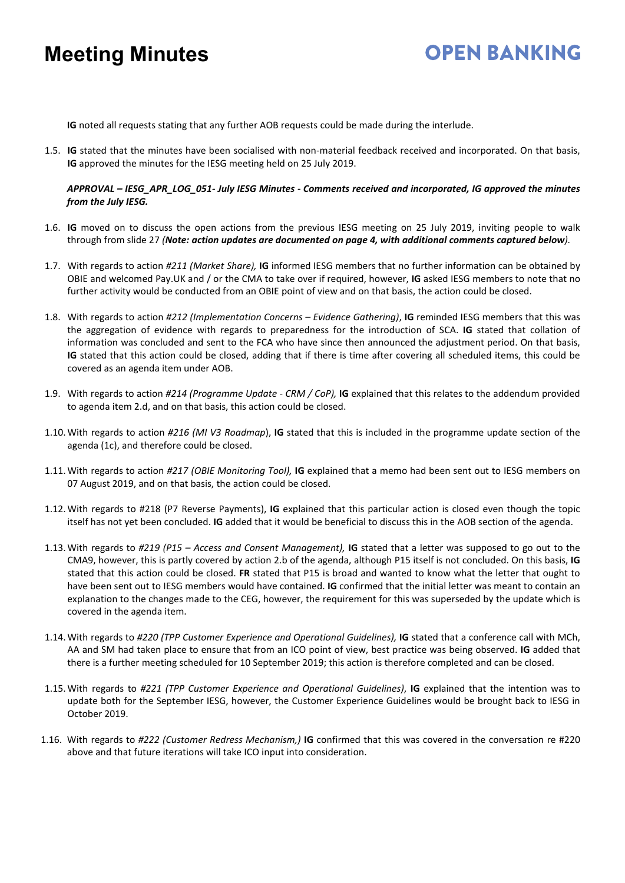**IG** noted all requests stating that any further AOB requests could be made during the interlude.

1.5. **IG** stated that the minutes have been socialised with non-material feedback received and incorporated. On that basis, **IG** approved the minutes for the IESG meeting held on 25 July 2019.

***APPROVAL – IESG_APR_LOG_051- July IESG Minutes - Comments received and incorporated, IG approved the minutes from the July IESG.***

1.6. **IG** moved on to discuss the open actions from the previous IESG meeting on 25 July 2019, inviting people to walk through from slide 27 *(**Note: action updates are documented on page 4, with additional comments captured below**)*.

1.7. With regards to action *#211 (Market Share),* **IG** informed IESG members that no further information can be obtained by OBIE and welcomed Pay.UK and / or the CMA to take over if required, however, **IG** asked IESG members to note that no further activity would be conducted from an OBIE point of view and on that basis, the action could be closed.

1.8. With regards to action *#212 (Implementation Concerns – Evidence Gathering)*, **IG** reminded IESG members that this was the aggregation of evidence with regards to preparedness for the introduction of SCA. **IG** stated that collation of information was concluded and sent to the FCA who have since then announced the adjustment period. On that basis, **IG** stated that this action could be closed, adding that if there is time after covering all scheduled items, this could be covered as an agenda item under AOB.

1.9. With regards to action *#214 (Programme Update - CRM / CoP),* **IG** explained that this relates to the addendum provided to agenda item 2.d, and on that basis, this action could be closed.

1.10. With regards to action *#216 (MI V3 Roadmap*), **IG** stated that this is included in the programme update section of the agenda (1c), and therefore could be closed.

1.11. With regards to action *#217 (OBIE Monitoring Tool),* **IG** explained that a memo had been sent out to IESG members on 07 August 2019, and on that basis, the action could be closed.

1.12. With regards to #218 (P7 Reverse Payments), **IG** explained that this particular action is closed even though the topic itself has not yet been concluded. **IG** added that it would be beneficial to discuss this in the AOB section of the agenda.

1.13. With regards to *#219 (P15 – Access and Consent Management),* **IG** stated that a letter was supposed to go out to the CMA9, however, this is partly covered by action 2.b of the agenda, although P15 itself is not concluded. On this basis, **IG** stated that this action could be closed. **FR** stated that P15 is broad and wanted to know what the letter that ought to have been sent out to IESG members would have contained. **IG** confirmed that the initial letter was meant to contain an explanation to the changes made to the CEG, however, the requirement for this was superseded by the update which is covered in the agenda item.

1.14. With regards to *#220 (TPP Customer Experience and Operational Guidelines),* **IG** stated that a conference call with MCh, AA and SM had taken place to ensure that from an ICO point of view, best practice was being observed. **IG** added that there is a further meeting scheduled for 10 September 2019; this action is therefore completed and can be closed.

1.15. With regards to *#221 (TPP Customer Experience and Operational Guidelines)*, **IG** explained that the intention was to update both for the September IESG, however, the Customer Experience Guidelines would be brought back to IESG in October 2019.

1.16. With regards to *#222 (Customer Redress Mechanism,)* **IG** confirmed that this was covered in the conversation re #220 above and that future iterations will take ICO input into consideration.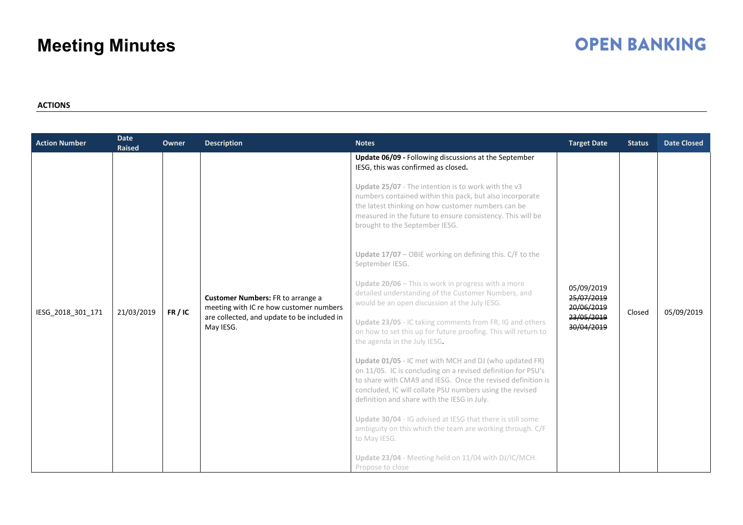# Meeting Minutes

**ACTIONS**

| Action Number | Date Raised | Owner | Description | Notes | Target Date | Status | Date Closed |
|---|---|---|---|---|---|---|---|
| IESG_2018_301_171 | 21/03/2019 | **FR / IC** | **Customer Numbers:** FR to arrange a meeting with IC re how customer numbers are collected, and update to be included in May IESG. | **Update 06/09 -** Following discussions at the September IESG, this was confirmed as closed.<br><br>**Update 25/07** - The intention is to work with the v3 numbers contained within this pack, but also incorporate the latest thinking on how customer numbers can be measured in the future to ensure consistency. This will be brought to the September IESG.<br><br>**Update 17/07** – OBIE working on defining this. C/F to the September IESG.<br><br>**Update 20/06** – This is work in progress with a more detailed understanding of the Customer Numbers, and would be an open discussion at the July IESG.<br><br>**Update 23/05** - IC taking comments from FR, IG and others on how to set this up for future proofing. This will return to the agenda in the July IESG.<br><br>**Update 01/05** - IC met with MCH and DJ (who updated FR) on 11/05. IC is concluding on a revised definition for PSU's to share with CMA9 and IESG. Once the revised definition is concluded, IC will collate PSU numbers using the revised definition and share with the IESG in July.<br><br>**Update 30/04** - IG advised at IESG that there is still some ambiguity on this which the team are working through. C/F to May IESG.<br><br>**Update 23/04** - Meeting held on 11/04 with DJ/IC/MCH. Propose to close | 05/09/2019<br>~~25/07/2019~~<br>~~20/06/2019~~<br>~~23/05/2019~~<br>~~30/04/2019~~ | Closed | 05/09/2019 |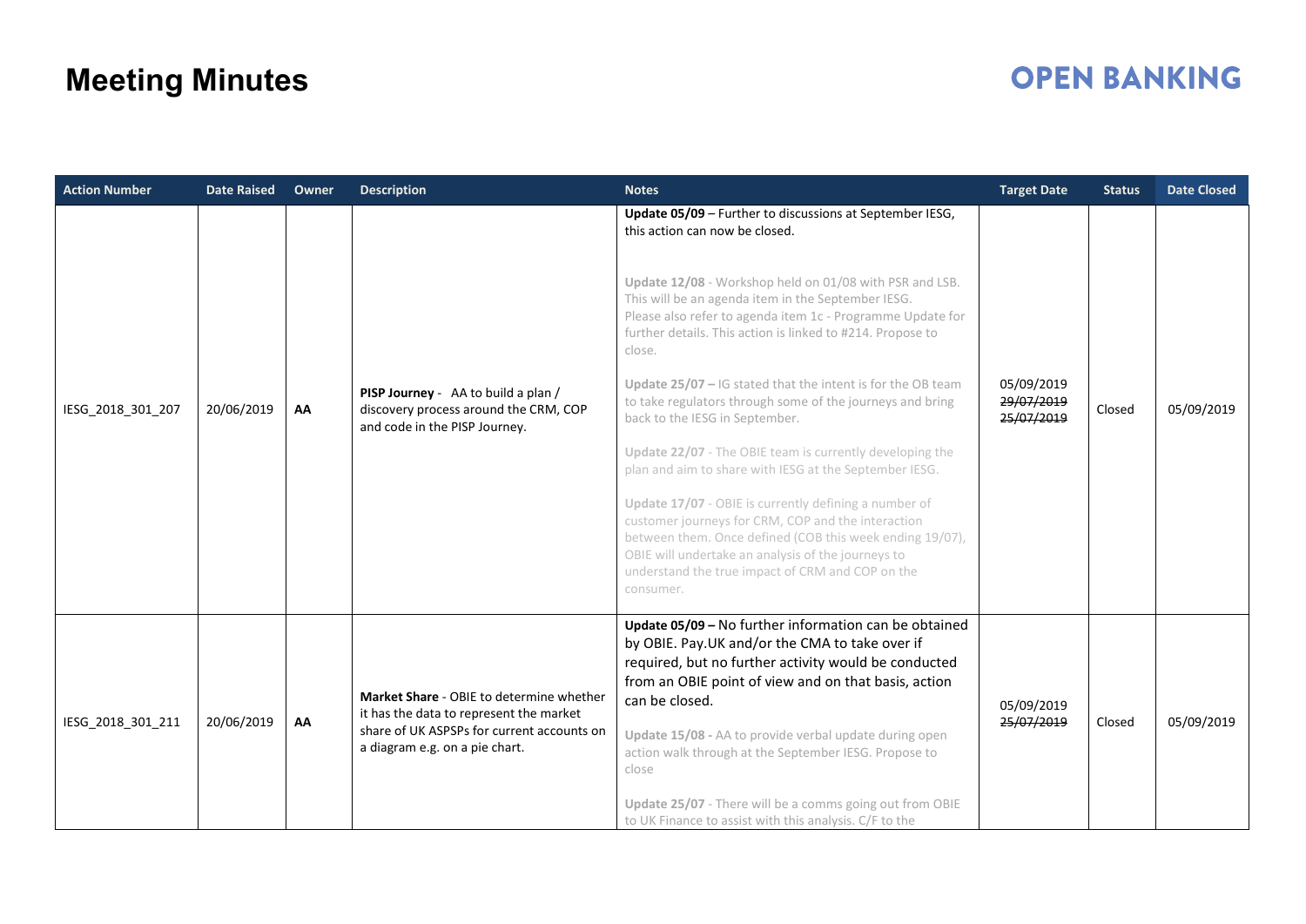# Meeting Minutes

**OPEN BANKING**

| Action Number | Date Raised | Owner | Description | Notes | Target Date | Status | Date Closed |
|---|---|---|---|---|---|---|---|
| IESG_2018_301_207 | 20/06/2019 | **AA** | **PISP Journey** - AA to build a plan / discovery process around the CRM, COP and code in the PISP Journey. | **Update 05/09** – Further to discussions at September IESG, this action can now be closed.<br><br>**Update 12/08** - Workshop held on 01/08 with PSR and LSB. This will be an agenda item in the September IESG. Please also refer to agenda item 1c - Programme Update for further details. This action is linked to #214. Propose to close.<br><br>**Update 25/07 –** IG stated that the intent is for the OB team to take regulators through some of the journeys and bring back to the IESG in September.<br><br>**Update 22/07** - The OBIE team is currently developing the plan and aim to share with IESG at the September IESG.<br><br>**Update 17/07** - OBIE is currently defining a number of customer journeys for CRM, COP and the interaction between them. Once defined (COB this week ending 19/07), OBIE will undertake an analysis of the journeys to understand the true impact of CRM and COP on the consumer. | 05/09/2019<br>~~29/07/2019~~<br>~~25/07/2019~~ | Closed | 05/09/2019 |
| IESG_2018_301_211 | 20/06/2019 | **AA** | **Market Share** - OBIE to determine whether it has the data to represent the market share of UK ASPSPs for current accounts on a diagram e.g. on a pie chart. | **Update 05/09 –** No further information can be obtained by OBIE. Pay.UK and/or the CMA to take over if required, but no further activity would be conducted from an OBIE point of view and on that basis, action can be closed.<br><br>**Update 15/08 -** AA to provide verbal update during open action walk through at the September IESG. Propose to close<br><br>**Update 25/07** - There will be a comms going out from OBIE to UK Finance to assist with this analysis. C/F to the | 05/09/2019<br>~~25/07/2019~~ | Closed | 05/09/2019 |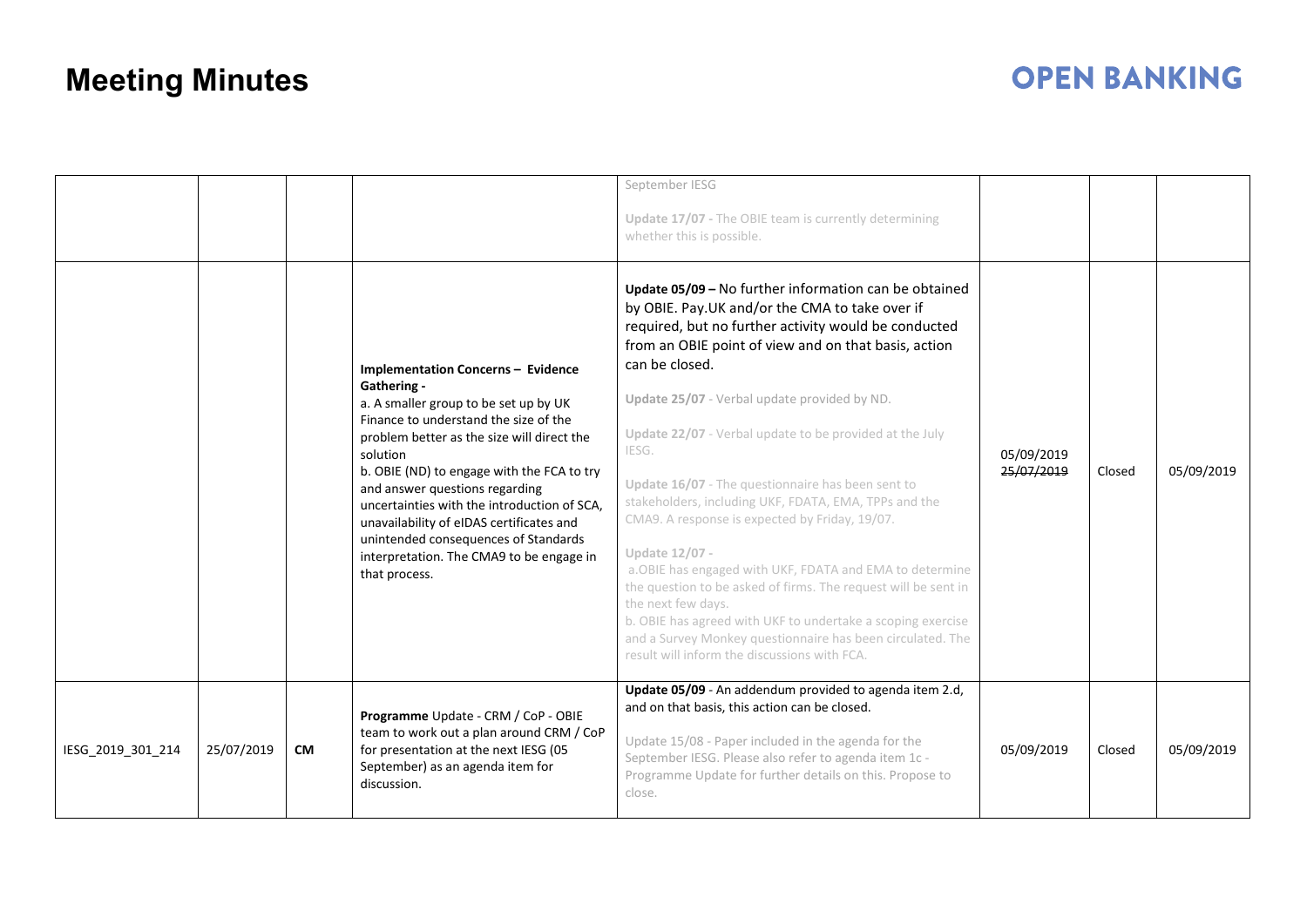# Meeting Minutes

| | | | | September IESG<br><br>**Update 17/07 -** The OBIE team is currently determining whether this is possible. | | | |
|---|---|---|---|---|---|---|---|
| | | | **Implementation Concerns – Evidence Gathering -**<br>a. A smaller group to be set up by UK Finance to understand the size of the problem better as the size will direct the solution<br>b. OBIE (ND) to engage with the FCA to try and answer questions regarding uncertainties with the introduction of SCA, unavailability of eIDAS certificates and unintended consequences of Standards interpretation. The CMA9 to be engage in that process. | **Update 05/09 –** No further information can be obtained by OBIE. Pay.UK and/or the CMA to take over if required, but no further activity would be conducted from an OBIE point of view and on that basis, action can be closed.<br><br>**Update 25/07** - Verbal update provided by ND.<br><br>**Update 22/07** - Verbal update to be provided at the July IESG.<br><br>**Update 16/07** - The questionnaire has been sent to stakeholders, including UKF, FDATA, EMA, TPPs and the CMA9. A response is expected by Friday, 19/07.<br><br>**Update 12/07 -**<br>a.OBIE has engaged with UKF, FDATA and EMA to determine the question to be asked of firms. The request will be sent in the next few days.<br>b. OBIE has agreed with UKF to undertake a scoping exercise and a Survey Monkey questionnaire has been circulated. The result will inform the discussions with FCA. | 05/09/2019<br>~~25/07/2019~~ | Closed | 05/09/2019 |
| IESG_2019_301_214 | 25/07/2019 | **CM** | **Programme** Update - CRM / CoP - OBIE team to work out a plan around CRM / CoP for presentation at the next IESG (05 September) as an agenda item for discussion. | **Update 05/09** - An addendum provided to agenda item 2.d, and on that basis, this action can be closed.<br><br>Update 15/08 - Paper included in the agenda for the September IESG. Please also refer to agenda item 1c - Programme Update for further details on this. Propose to close. | 05/09/2019 | Closed | 05/09/2019 |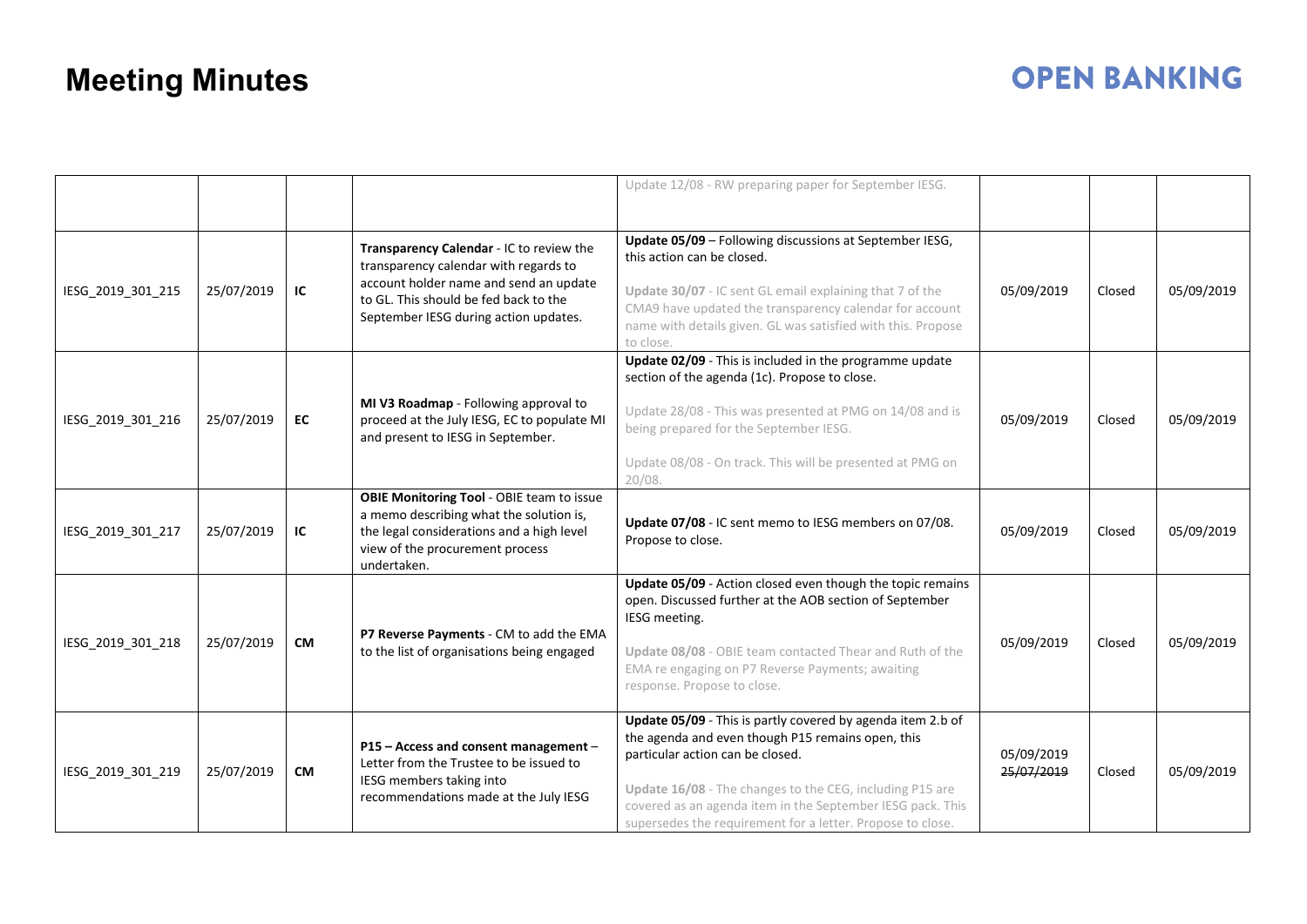# Meeting Minutes

| | | | | | | | |
|---|---|---|---|---|---|---|---|
| | | | | Update 12/08 - RW preparing paper for September IESG. | | | |
| IESG_2019_301_215 | 25/07/2019 | IC | **Transparency Calendar** - IC to review the transparency calendar with regards to account holder name and send an update to GL. This should be fed back to the September IESG during action updates. | **Update 05/09** – Following discussions at September IESG, this action can be closed.<br><br>**Update 30/07** - IC sent GL email explaining that 7 of the CMA9 have updated the transparency calendar for account name with details given. GL was satisfied with this. Propose to close. | 05/09/2019 | Closed | 05/09/2019 |
| IESG_2019_301_216 | 25/07/2019 | EC | **MI V3 Roadmap** - Following approval to proceed at the July IESG, EC to populate MI and present to IESG in September. | **Update 02/09** - This is included in the programme update section of the agenda (1c). Propose to close.<br><br>Update 28/08 - This was presented at PMG on 14/08 and is being prepared for the September IESG.<br><br>Update 08/08 - On track. This will be presented at PMG on 20/08. | 05/09/2019 | Closed | 05/09/2019 |
| IESG_2019_301_217 | 25/07/2019 | IC | **OBIE Monitoring Tool** - OBIE team to issue a memo describing what the solution is, the legal considerations and a high level view of the procurement process undertaken. | **Update 07/08** - IC sent memo to IESG members on 07/08. Propose to close. | 05/09/2019 | Closed | 05/09/2019 |
| IESG_2019_301_218 | 25/07/2019 | CM | **P7 Reverse Payments** - CM to add the EMA to the list of organisations being engaged | **Update 05/09** - Action closed even though the topic remains open. Discussed further at the AOB section of September IESG meeting.<br><br>**Update 08/08** - OBIE team contacted Thear and Ruth of the EMA re engaging on P7 Reverse Payments; awaiting response. Propose to close. | 05/09/2019 | Closed | 05/09/2019 |
| IESG_2019_301_219 | 25/07/2019 | CM | **P15 – Access and consent management** – Letter from the Trustee to be issued to IESG members taking into recommendations made at the July IESG | **Update 05/09** - This is partly covered by agenda item 2.b of the agenda and even though P15 remains open, this particular action can be closed.<br><br>**Update 16/08** - The changes to the CEG, including P15 are covered as an agenda item in the September IESG pack. This supersedes the requirement for a letter. Propose to close. | 05/09/2019<br>~~25/07/2019~~ | Closed | 05/09/2019 |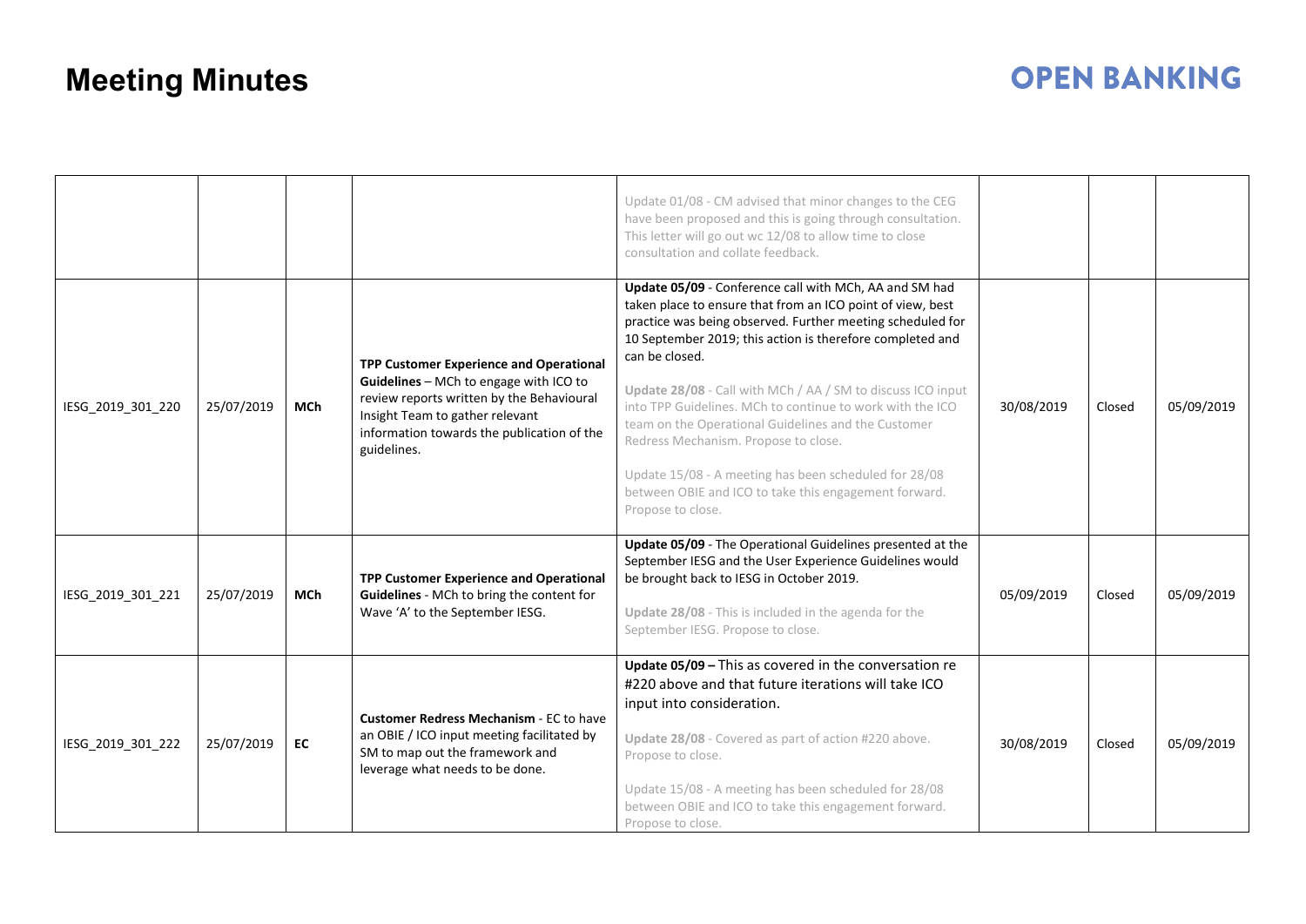# Meeting Minutes

| | | | | | | | |
|---|---|---|---|---|---|---|---|
| | | | | Update 01/08 - CM advised that minor changes to the CEG have been proposed and this is going through consultation. This letter will go out wc 12/08 to allow time to close consultation and collate feedback. | | | |
| IESG_2019_301_220 | 25/07/2019 | **MCh** | **TPP Customer Experience and Operational Guidelines** – MCh to engage with ICO to review reports written by the Behavioural Insight Team to gather relevant information towards the publication of the guidelines. | **Update 05/09** - Conference call with MCh, AA and SM had taken place to ensure that from an ICO point of view, best practice was being observed. Further meeting scheduled for 10 September 2019; this action is therefore completed and can be closed.<br><br>**Update 28/08** - Call with MCh / AA / SM to discuss ICO input into TPP Guidelines. MCh to continue to work with the ICO team on the Operational Guidelines and the Customer Redress Mechanism. Propose to close.<br><br>Update 15/08 - A meeting has been scheduled for 28/08 between OBIE and ICO to take this engagement forward. Propose to close. | 30/08/2019 | Closed | 05/09/2019 |
| IESG_2019_301_221 | 25/07/2019 | **MCh** | **TPP Customer Experience and Operational Guidelines** - MCh to bring the content for Wave 'A' to the September IESG. | **Update 05/09** - The Operational Guidelines presented at the September IESG and the User Experience Guidelines would be brought back to IESG in October 2019.<br><br>**Update 28/08** - This is included in the agenda for the September IESG. Propose to close. | 05/09/2019 | Closed | 05/09/2019 |
| IESG_2019_301_222 | 25/07/2019 | **EC** | **Customer Redress Mechanism** - EC to have an OBIE / ICO input meeting facilitated by SM to map out the framework and leverage what needs to be done. | **Update 05/09 –** This as covered in the conversation re #220 above and that future iterations will take ICO input into consideration.<br><br>**Update 28/08** - Covered as part of action #220 above. Propose to close.<br><br>Update 15/08 - A meeting has been scheduled for 28/08 between OBIE and ICO to take this engagement forward. Propose to close. | 30/08/2019 | Closed | 05/09/2019 |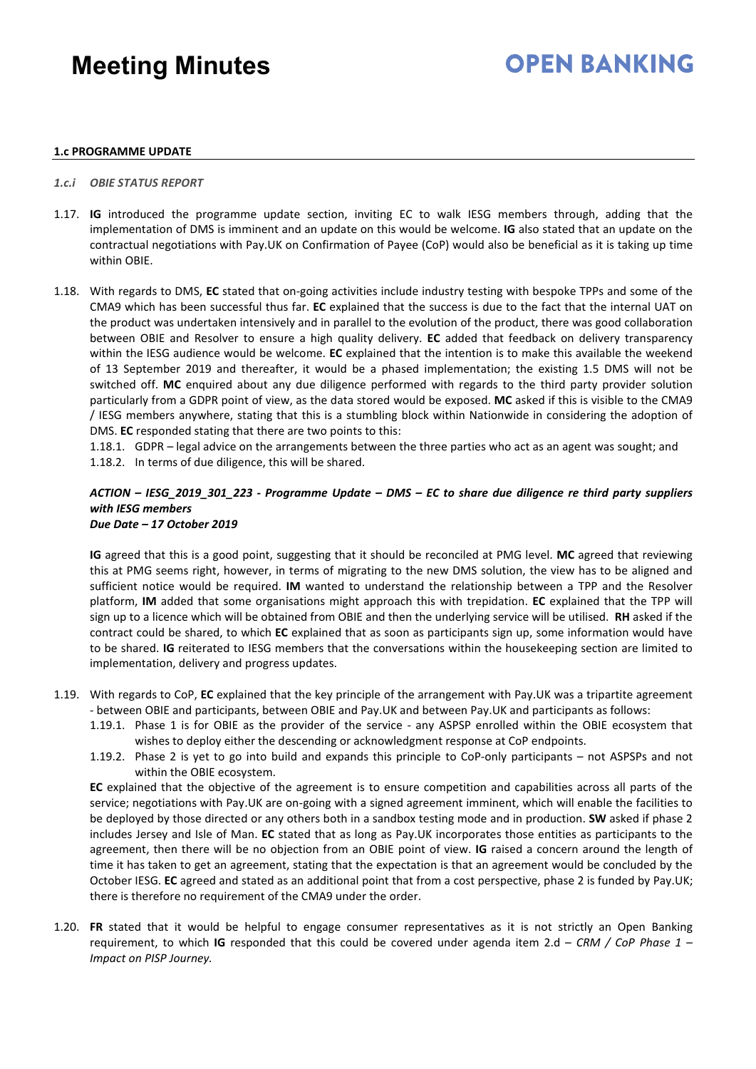#### 1.c PROGRAMME UPDATE

*1.c.i OBIE STATUS REPORT*

1.17. **IG** introduced the programme update section, inviting EC to walk IESG members through, adding that the implementation of DMS is imminent and an update on this would be welcome. **IG** also stated that an update on the contractual negotiations with Pay.UK on Confirmation of Payee (CoP) would also be beneficial as it is taking up time within OBIE.

1.18. With regards to DMS, **EC** stated that on-going activities include industry testing with bespoke TPPs and some of the CMA9 which has been successful thus far. **EC** explained that the success is due to the fact that the internal UAT on the product was undertaken intensively and in parallel to the evolution of the product, there was good collaboration between OBIE and Resolver to ensure a high quality delivery. **EC** added that feedback on delivery transparency within the IESG audience would be welcome. **EC** explained that the intention is to make this available the weekend of 13 September 2019 and thereafter, it would be a phased implementation; the existing 1.5 DMS will not be switched off. **MC** enquired about any due diligence performed with regards to the third party provider solution particularly from a GDPR point of view, as the data stored would be exposed. **MC** asked if this is visible to the CMA9 / IESG members anywhere, stating that this is a stumbling block within Nationwide in considering the adoption of DMS. **EC** responded stating that there are two points to this:

1.18.1. GDPR – legal advice on the arrangements between the three parties who act as an agent was sought; and

1.18.2. In terms of due diligence, this will be shared.

***ACTION – IESG_2019_301_223 - Programme Update – DMS – EC to share due diligence re third party suppliers with IESG members***
***Due Date – 17 October 2019***

**IG** agreed that this is a good point, suggesting that it should be reconciled at PMG level. **MC** agreed that reviewing this at PMG seems right, however, in terms of migrating to the new DMS solution, the view has to be aligned and sufficient notice would be required. **IM** wanted to understand the relationship between a TPP and the Resolver platform, **IM** added that some organisations might approach this with trepidation. **EC** explained that the TPP will sign up to a licence which will be obtained from OBIE and then the underlying service will be utilised. **RH** asked if the contract could be shared, to which **EC** explained that as soon as participants sign up, some information would have to be shared. **IG** reiterated to IESG members that the conversations within the housekeeping section are limited to implementation, delivery and progress updates.

1.19. With regards to CoP, **EC** explained that the key principle of the arrangement with Pay.UK was a tripartite agreement - between OBIE and participants, between OBIE and Pay.UK and between Pay.UK and participants as follows:

1.19.1. Phase 1 is for OBIE as the provider of the service - any ASPSP enrolled within the OBIE ecosystem that wishes to deploy either the descending or acknowledgment response at CoP endpoints.

1.19.2. Phase 2 is yet to go into build and expands this principle to CoP-only participants – not ASPSPs and not within the OBIE ecosystem.

**EC** explained that the objective of the agreement is to ensure competition and capabilities across all parts of the service; negotiations with Pay.UK are on-going with a signed agreement imminent, which will enable the facilities to be deployed by those directed or any others both in a sandbox testing mode and in production. **SW** asked if phase 2 includes Jersey and Isle of Man. **EC** stated that as long as Pay.UK incorporates those entities as participants to the agreement, then there will be no objection from an OBIE point of view. **IG** raised a concern around the length of time it has taken to get an agreement, stating that the expectation is that an agreement would be concluded by the October IESG. **EC** agreed and stated as an additional point that from a cost perspective, phase 2 is funded by Pay.UK; there is therefore no requirement of the CMA9 under the order.

1.20. **FR** stated that it would be helpful to engage consumer representatives as it is not strictly an Open Banking requirement, to which **IG** responded that this could be covered under agenda item 2.d – *CRM / CoP Phase 1 – Impact on PISP Journey.*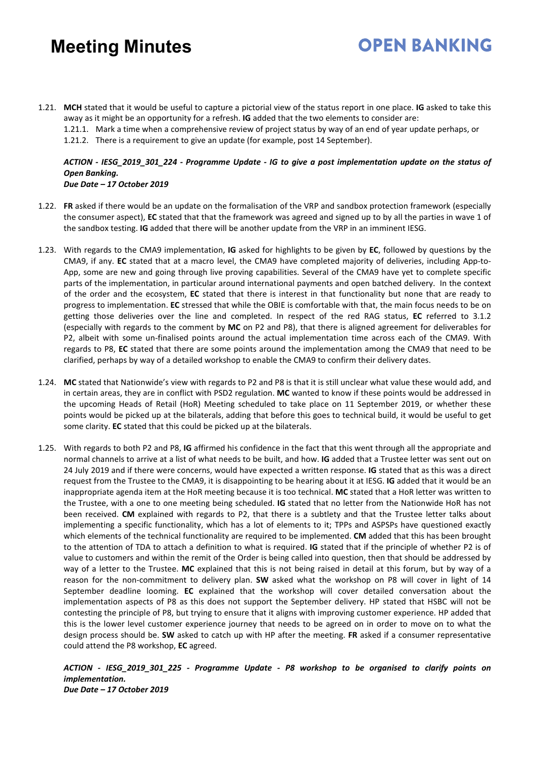1.21. **MCH** stated that it would be useful to capture a pictorial view of the status report in one place. **IG** asked to take this away as it might be an opportunity for a refresh. **IG** added that the two elements to consider are:
   1.21.1. Mark a time when a comprehensive review of project status by way of an end of year update perhaps, or
   1.21.2. There is a requirement to give an update (for example, post 14 September).

***ACTION - IESG_2019_301_224 - Programme Update - IG to give a post implementation update on the status of Open Banking.***
***Due Date – 17 October 2019***

1.22. **FR** asked if there would be an update on the formalisation of the VRP and sandbox protection framework (especially the consumer aspect), **EC** stated that that the framework was agreed and signed up to by all the parties in wave 1 of the sandbox testing. **IG** added that there will be another update from the VRP in an imminent IESG.

1.23. With regards to the CMA9 implementation, **IG** asked for highlights to be given by **EC**, followed by questions by the CMA9, if any. **EC** stated that at a macro level, the CMA9 have completed majority of deliveries, including App-to-App, some are new and going through live proving capabilities. Several of the CMA9 have yet to complete specific parts of the implementation, in particular around international payments and open batched delivery. In the context of the order and the ecosystem, **EC** stated that there is interest in that functionality but none that are ready to progress to implementation. **EC** stressed that while the OBIE is comfortable with that, the main focus needs to be on getting those deliveries over the line and completed. In respect of the red RAG status, **EC** referred to 3.1.2 (especially with regards to the comment by **MC** on P2 and P8), that there is aligned agreement for deliverables for P2, albeit with some un-finalised points around the actual implementation time across each of the CMA9. With regards to P8, **EC** stated that there are some points around the implementation among the CMA9 that need to be clarified, perhaps by way of a detailed workshop to enable the CMA9 to confirm their delivery dates.

1.24. **MC** stated that Nationwide's view with regards to P2 and P8 is that it is still unclear what value these would add, and in certain areas, they are in conflict with PSD2 regulation. **MC** wanted to know if these points would be addressed in the upcoming Heads of Retail (HoR) Meeting scheduled to take place on 11 September 2019, or whether these points would be picked up at the bilaterals, adding that before this goes to technical build, it would be useful to get some clarity. **EC** stated that this could be picked up at the bilaterals.

1.25. With regards to both P2 and P8, **IG** affirmed his confidence in the fact that this went through all the appropriate and normal channels to arrive at a list of what needs to be built, and how. **IG** added that a Trustee letter was sent out on 24 July 2019 and if there were concerns, would have expected a written response. **IG** stated that as this was a direct request from the Trustee to the CMA9, it is disappointing to be hearing about it at IESG. **IG** added that it would be an inappropriate agenda item at the HoR meeting because it is too technical. **MC** stated that a HoR letter was written to the Trustee, with a one to one meeting being scheduled. **IG** stated that no letter from the Nationwide HoR has not been received. **CM** explained with regards to P2, that there is a subtlety and that the Trustee letter talks about implementing a specific functionality, which has a lot of elements to it; TPPs and ASPSPs have questioned exactly which elements of the technical functionality are required to be implemented. **CM** added that this has been brought to the attention of TDA to attach a definition to what is required. **IG** stated that if the principle of whether P2 is of value to customers and within the remit of the Order is being called into question, then that should be addressed by way of a letter to the Trustee. **MC** explained that this is not being raised in detail at this forum, but by way of a reason for the non-commitment to delivery plan. **SW** asked what the workshop on P8 will cover in light of 14 September deadline looming. **EC** explained that the workshop will cover detailed conversation about the implementation aspects of P8 as this does not support the September delivery. HP stated that HSBC will not be contesting the principle of P8, but trying to ensure that it aligns with improving customer experience. HP added that this is the lower level customer experience journey that needs to be agreed on in order to move on to what the design process should be. **SW** asked to catch up with HP after the meeting. **FR** asked if a consumer representative could attend the P8 workshop, **EC** agreed.

***ACTION - IESG_2019_301_225 - Programme Update - P8 workshop to be organised to clarify points on implementation.***
***Due Date – 17 October 2019***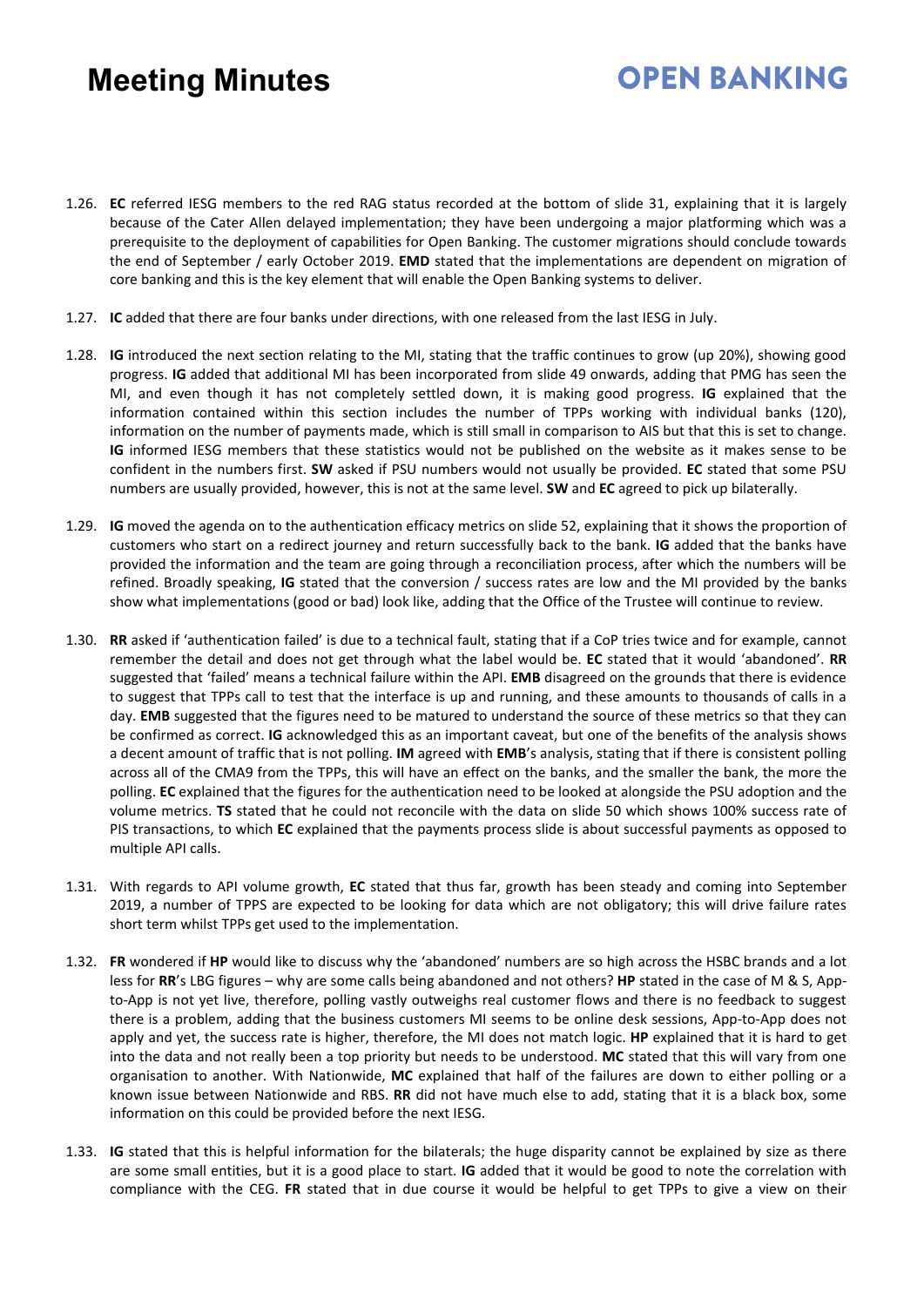1.26. **EC** referred IESG members to the red RAG status recorded at the bottom of slide 31, explaining that it is largely because of the Cater Allen delayed implementation; they have been undergoing a major platforming which was a prerequisite to the deployment of capabilities for Open Banking. The customer migrations should conclude towards the end of September / early October 2019. **EMD** stated that the implementations are dependent on migration of core banking and this is the key element that will enable the Open Banking systems to deliver.

1.27. **IC** added that there are four banks under directions, with one released from the last IESG in July.

1.28. **IG** introduced the next section relating to the MI, stating that the traffic continues to grow (up 20%), showing good progress. **IG** added that additional MI has been incorporated from slide 49 onwards, adding that PMG has seen the MI, and even though it has not completely settled down, it is making good progress. **IG** explained that the information contained within this section includes the number of TPPs working with individual banks (120), information on the number of payments made, which is still small in comparison to AIS but that this is set to change. **IG** informed IESG members that these statistics would not be published on the website as it makes sense to be confident in the numbers first. **SW** asked if PSU numbers would not usually be provided. **EC** stated that some PSU numbers are usually provided, however, this is not at the same level. **SW** and **EC** agreed to pick up bilaterally.

1.29. **IG** moved the agenda on to the authentication efficacy metrics on slide 52, explaining that it shows the proportion of customers who start on a redirect journey and return successfully back to the bank. **IG** added that the banks have provided the information and the team are going through a reconciliation process, after which the numbers will be refined. Broadly speaking, **IG** stated that the conversion / success rates are low and the MI provided by the banks show what implementations (good or bad) look like, adding that the Office of the Trustee will continue to review.

1.30. **RR** asked if 'authentication failed' is due to a technical fault, stating that if a CoP tries twice and for example, cannot remember the detail and does not get through what the label would be. **EC** stated that it would 'abandoned'. **RR** suggested that 'failed' means a technical failure within the API. **EMB** disagreed on the grounds that there is evidence to suggest that TPPs call to test that the interface is up and running, and these amounts to thousands of calls in a day. **EMB** suggested that the figures need to be matured to understand the source of these metrics so that they can be confirmed as correct. **IG** acknowledged this as an important caveat, but one of the benefits of the analysis shows a decent amount of traffic that is not polling. **IM** agreed with **EMB**'s analysis, stating that if there is consistent polling across all of the CMA9 from the TPPs, this will have an effect on the banks, and the smaller the bank, the more the polling. **EC** explained that the figures for the authentication need to be looked at alongside the PSU adoption and the volume metrics. **TS** stated that he could not reconcile with the data on slide 50 which shows 100% success rate of PIS transactions, to which **EC** explained that the payments process slide is about successful payments as opposed to multiple API calls.

1.31. With regards to API volume growth, **EC** stated that thus far, growth has been steady and coming into September 2019, a number of TPPS are expected to be looking for data which are not obligatory; this will drive failure rates short term whilst TPPs get used to the implementation.

1.32. **FR** wondered if **HP** would like to discuss why the 'abandoned' numbers are so high across the HSBC brands and a lot less for **RR**'s LBG figures – why are some calls being abandoned and not others? **HP** stated in the case of M & S, App-to-App is not yet live, therefore, polling vastly outweighs real customer flows and there is no feedback to suggest there is a problem, adding that the business customers MI seems to be online desk sessions, App-to-App does not apply and yet, the success rate is higher, therefore, the MI does not match logic. **HP** explained that it is hard to get into the data and not really been a top priority but needs to be understood. **MC** stated that this will vary from one organisation to another. With Nationwide, **MC** explained that half of the failures are down to either polling or a known issue between Nationwide and RBS. **RR** did not have much else to add, stating that it is a black box, some information on this could be provided before the next IESG.

1.33. **IG** stated that this is helpful information for the bilaterals; the huge disparity cannot be explained by size as there are some small entities, but it is a good place to start. **IG** added that it would be good to note the correlation with compliance with the CEG. **FR** stated that in due course it would be helpful to get TPPs to give a view on their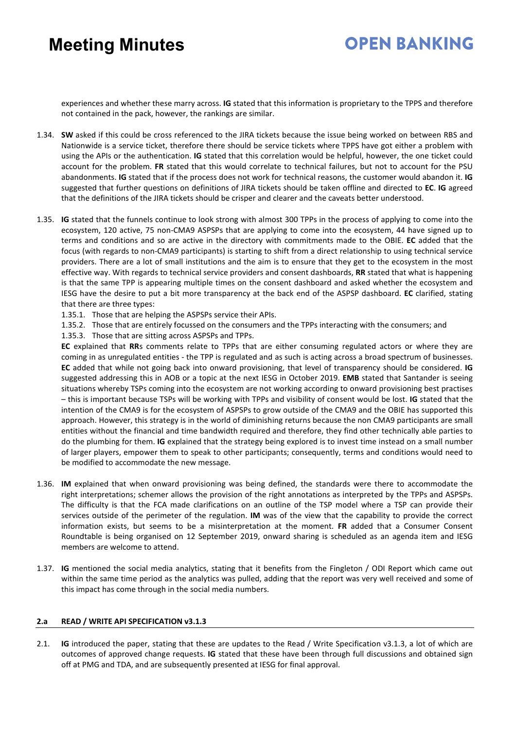experiences and whether these marry across. **IG** stated that this information is proprietary to the TPPS and therefore not contained in the pack, however, the rankings are similar.

1.34. **SW** asked if this could be cross referenced to the JIRA tickets because the issue being worked on between RBS and Nationwide is a service ticket, therefore there should be service tickets where TPPS have got either a problem with using the APIs or the authentication. **IG** stated that this correlation would be helpful, however, the one ticket could account for the problem. **FR** stated that this would correlate to technical failures, but not to account for the PSU abandonments. **IG** stated that if the process does not work for technical reasons, the customer would abandon it. **IG** suggested that further questions on definitions of JIRA tickets should be taken offline and directed to **EC**. **IG** agreed that the definitions of the JIRA tickets should be crisper and clearer and the caveats better understood.

1.35. **IG** stated that the funnels continue to look strong with almost 300 TPPs in the process of applying to come into the ecosystem, 120 active, 75 non-CMA9 ASPSPs that are applying to come into the ecosystem, 44 have signed up to terms and conditions and so are active in the directory with commitments made to the OBIE. **EC** added that the focus (with regards to non-CMA9 participants) is starting to shift from a direct relationship to using technical service providers. There are a lot of small institutions and the aim is to ensure that they get to the ecosystem in the most effective way. With regards to technical service providers and consent dashboards, **RR** stated that what is happening is that the same TPP is appearing multiple times on the consent dashboard and asked whether the ecosystem and IESG have the desire to put a bit more transparency at the back end of the ASPSP dashboard. **EC** clarified, stating that there are three types:

   1.35.1. Those that are helping the ASPSPs service their APIs.
   1.35.2. Those that are entirely focussed on the consumers and the TPPs interacting with the consumers; and
   1.35.3. Those that are sitting across ASPSPs and TPPs.

   **EC** explained that **RR**s comments relate to TPPs that are either consuming regulated actors or where they are coming in as unregulated entities - the TPP is regulated and as such is acting across a broad spectrum of businesses. **EC** added that while not going back into onward provisioning, that level of transparency should be considered. **IG** suggested addressing this in AOB or a topic at the next IESG in October 2019. **EMB** stated that Santander is seeing situations whereby TSPs coming into the ecosystem are not working according to onward provisioning best practises – this is important because TSPs will be working with TPPs and visibility of consent would be lost. **IG** stated that the intention of the CMA9 is for the ecosystem of ASPSPs to grow outside of the CMA9 and the OBIE has supported this approach. However, this strategy is in the world of diminishing returns because the non CMA9 participants are small entities without the financial and time bandwidth required and therefore, they find other technically able parties to do the plumbing for them. **IG** explained that the strategy being explored is to invest time instead on a small number of larger players, empower them to speak to other participants; consequently, terms and conditions would need to be modified to accommodate the new message.

1.36. **IM** explained that when onward provisioning was being defined, the standards were there to accommodate the right interpretations; schemer allows the provision of the right annotations as interpreted by the TPPs and ASPSPs. The difficulty is that the FCA made clarifications on an outline of the TSP model where a TSP can provide their services outside of the perimeter of the regulation. **IM** was of the view that the capability to provide the correct information exists, but seems to be a misinterpretation at the moment. **FR** added that a Consumer Consent Roundtable is being organised on 12 September 2019, onward sharing is scheduled as an agenda item and IESG members are welcome to attend.

1.37. **IG** mentioned the social media analytics, stating that it benefits from the Fingleton / ODI Report which came out within the same time period as the analytics was pulled, adding that the report was very well received and some of this impact has come through in the social media numbers.

## 2.a READ / WRITE API SPECIFICATION v3.1.3

2.1. **IG** introduced the paper, stating that these are updates to the Read / Write Specification v3.1.3, a lot of which are outcomes of approved change requests. **IG** stated that these have been through full discussions and obtained sign off at PMG and TDA, and are subsequently presented at IESG for final approval.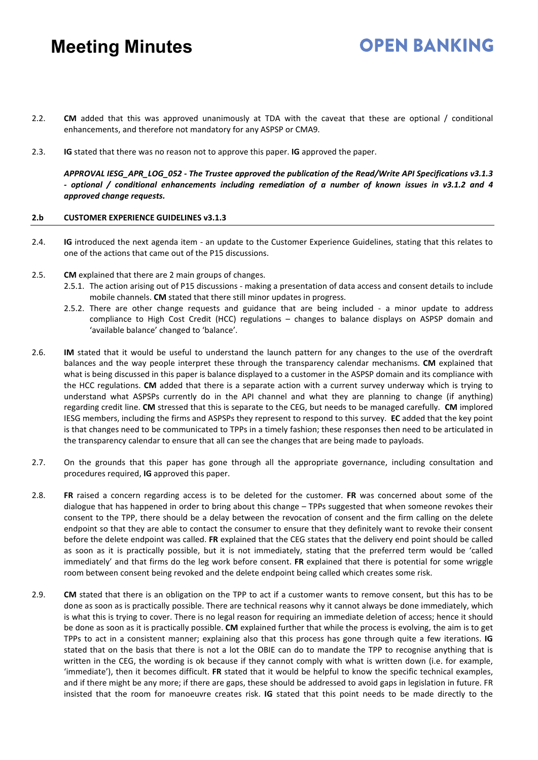2.2. **CM** added that this was approved unanimously at TDA with the caveat that these are optional / conditional enhancements, and therefore not mandatory for any ASPSP or CMA9.

2.3. **IG** stated that there was no reason not to approve this paper. **IG** approved the paper.

***APPROVAL IESG_APR_LOG_052 - The Trustee approved the publication of the Read/Write API Specifications v3.1.3 - optional / conditional enhancements including remediation of a number of known issues in v3.1.2 and 4 approved change requests.***

#### 2.b CUSTOMER EXPERIENCE GUIDELINES v3.1.3

2.4. **IG** introduced the next agenda item - an update to the Customer Experience Guidelines, stating that this relates to one of the actions that came out of the P15 discussions.

2.5. **CM** explained that there are 2 main groups of changes.

2.5.1. The action arising out of P15 discussions - making a presentation of data access and consent details to include mobile channels. **CM** stated that there still minor updates in progress.

2.5.2. There are other change requests and guidance that are being included - a minor update to address compliance to High Cost Credit (HCC) regulations – changes to balance displays on ASPSP domain and 'available balance' changed to 'balance'.

2.6. **IM** stated that it would be useful to understand the launch pattern for any changes to the use of the overdraft balances and the way people interpret these through the transparency calendar mechanisms. **CM** explained that what is being discussed in this paper is balance displayed to a customer in the ASPSP domain and its compliance with the HCC regulations. **CM** added that there is a separate action with a current survey underway which is trying to understand what ASPSPs currently do in the API channel and what they are planning to change (if anything) regarding credit line. **CM** stressed that this is separate to the CEG, but needs to be managed carefully. **CM** implored IESG members, including the firms and ASPSPs they represent to respond to this survey. **EC** added that the key point is that changes need to be communicated to TPPs in a timely fashion; these responses then need to be articulated in the transparency calendar to ensure that all can see the changes that are being made to payloads.

2.7. On the grounds that this paper has gone through all the appropriate governance, including consultation and procedures required, **IG** approved this paper.

2.8. **FR** raised a concern regarding access is to be deleted for the customer. **FR** was concerned about some of the dialogue that has happened in order to bring about this change – TPPs suggested that when someone revokes their consent to the TPP, there should be a delay between the revocation of consent and the firm calling on the delete endpoint so that they are able to contact the consumer to ensure that they definitely want to revoke their consent before the delete endpoint was called. **FR** explained that the CEG states that the delivery end point should be called as soon as it is practically possible, but it is not immediately, stating that the preferred term would be 'called immediately' and that firms do the leg work before consent. **FR** explained that there is potential for some wriggle room between consent being revoked and the delete endpoint being called which creates some risk.

2.9. **CM** stated that there is an obligation on the TPP to act if a customer wants to remove consent, but this has to be done as soon as is practically possible. There are technical reasons why it cannot always be done immediately, which is what this is trying to cover. There is no legal reason for requiring an immediate deletion of access; hence it should be done as soon as it is practically possible. **CM** explained further that while the process is evolving, the aim is to get TPPs to act in a consistent manner; explaining also that this process has gone through quite a few iterations. **IG** stated that on the basis that there is not a lot the OBIE can do to mandate the TPP to recognise anything that is written in the CEG, the wording is ok because if they cannot comply with what is written down (i.e. for example, 'immediate'), then it becomes difficult. **FR** stated that it would be helpful to know the specific technical examples, and if there might be any more; if there are gaps, these should be addressed to avoid gaps in legislation in future. FR insisted that the room for manoeuvre creates risk. **IG** stated that this point needs to be made directly to the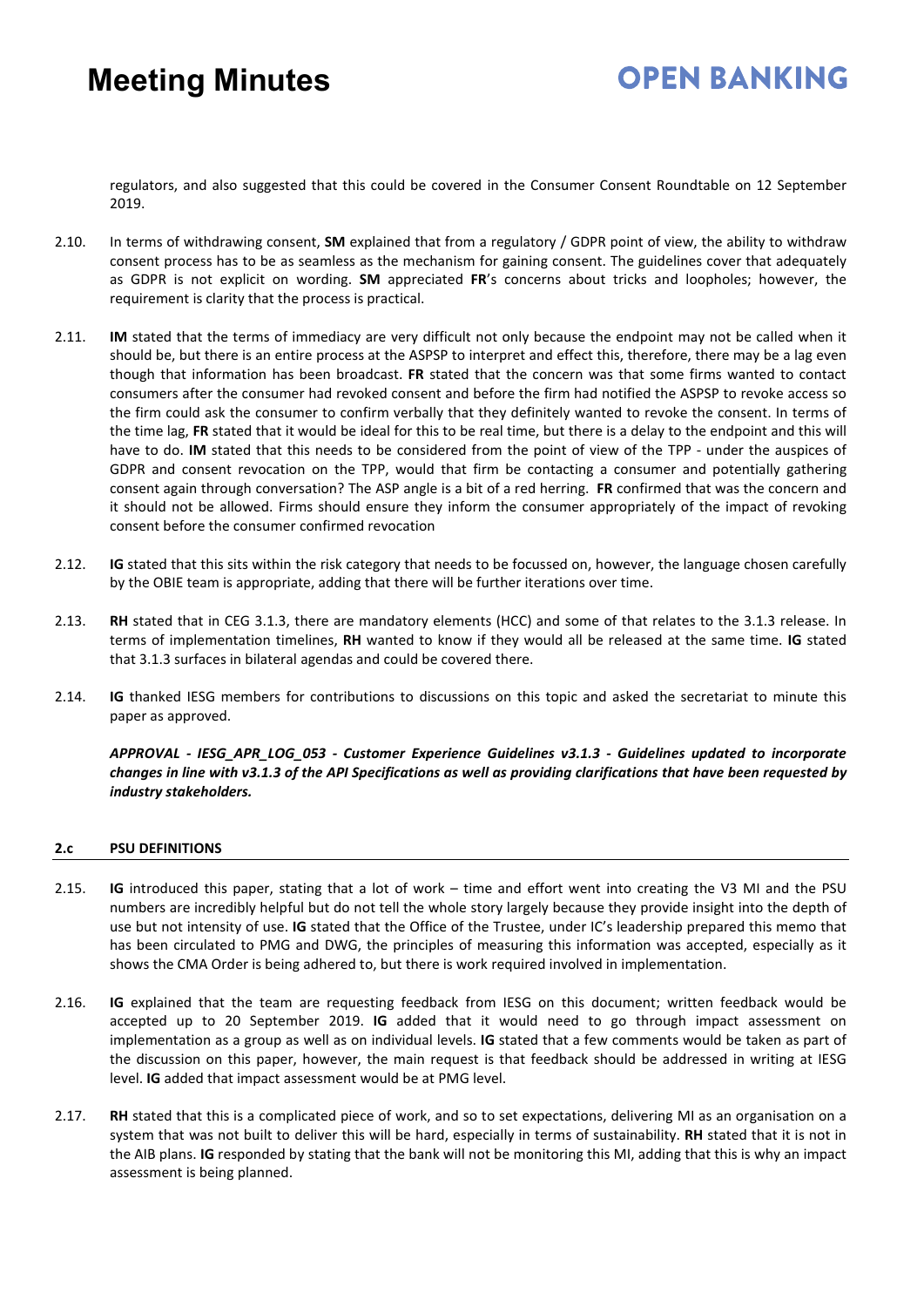regulators, and also suggested that this could be covered in the Consumer Consent Roundtable on 12 September 2019.

2.10. In terms of withdrawing consent, **SM** explained that from a regulatory / GDPR point of view, the ability to withdraw consent process has to be as seamless as the mechanism for gaining consent. The guidelines cover that adequately as GDPR is not explicit on wording. **SM** appreciated **FR**'s concerns about tricks and loopholes; however, the requirement is clarity that the process is practical.

2.11. **IM** stated that the terms of immediacy are very difficult not only because the endpoint may not be called when it should be, but there is an entire process at the ASPSP to interpret and effect this, therefore, there may be a lag even though that information has been broadcast. **FR** stated that the concern was that some firms wanted to contact consumers after the consumer had revoked consent and before the firm had notified the ASPSP to revoke access so the firm could ask the consumer to confirm verbally that they definitely wanted to revoke the consent. In terms of the time lag, **FR** stated that it would be ideal for this to be real time, but there is a delay to the endpoint and this will have to do. **IM** stated that this needs to be considered from the point of view of the TPP - under the auspices of GDPR and consent revocation on the TPP, would that firm be contacting a consumer and potentially gathering consent again through conversation? The ASP angle is a bit of a red herring. **FR** confirmed that was the concern and it should not be allowed. Firms should ensure they inform the consumer appropriately of the impact of revoking consent before the consumer confirmed revocation

2.12. **IG** stated that this sits within the risk category that needs to be focussed on, however, the language chosen carefully by the OBIE team is appropriate, adding that there will be further iterations over time.

2.13. **RH** stated that in CEG 3.1.3, there are mandatory elements (HCC) and some of that relates to the 3.1.3 release. In terms of implementation timelines, **RH** wanted to know if they would all be released at the same time. **IG** stated that 3.1.3 surfaces in bilateral agendas and could be covered there.

2.14. **IG** thanked IESG members for contributions to discussions on this topic and asked the secretariat to minute this paper as approved.

***APPROVAL - IESG_APR_LOG_053 - Customer Experience Guidelines v3.1.3 - Guidelines updated to incorporate changes in line with v3.1.3 of the API Specifications as well as providing clarifications that have been requested by industry stakeholders.***

### 2.c PSU DEFINITIONS

2.15. **IG** introduced this paper, stating that a lot of work – time and effort went into creating the V3 MI and the PSU numbers are incredibly helpful but do not tell the whole story largely because they provide insight into the depth of use but not intensity of use. **IG** stated that the Office of the Trustee, under IC's leadership prepared this memo that has been circulated to PMG and DWG, the principles of measuring this information was accepted, especially as it shows the CMA Order is being adhered to, but there is work required involved in implementation.

2.16. **IG** explained that the team are requesting feedback from IESG on this document; written feedback would be accepted up to 20 September 2019. **IG** added that it would need to go through impact assessment on implementation as a group as well as on individual levels. **IG** stated that a few comments would be taken as part of the discussion on this paper, however, the main request is that feedback should be addressed in writing at IESG level. **IG** added that impact assessment would be at PMG level.

2.17. **RH** stated that this is a complicated piece of work, and so to set expectations, delivering MI as an organisation on a system that was not built to deliver this will be hard, especially in terms of sustainability. **RH** stated that it is not in the AIB plans. **IG** responded by stating that the bank will not be monitoring this MI, adding that this is why an impact assessment is being planned.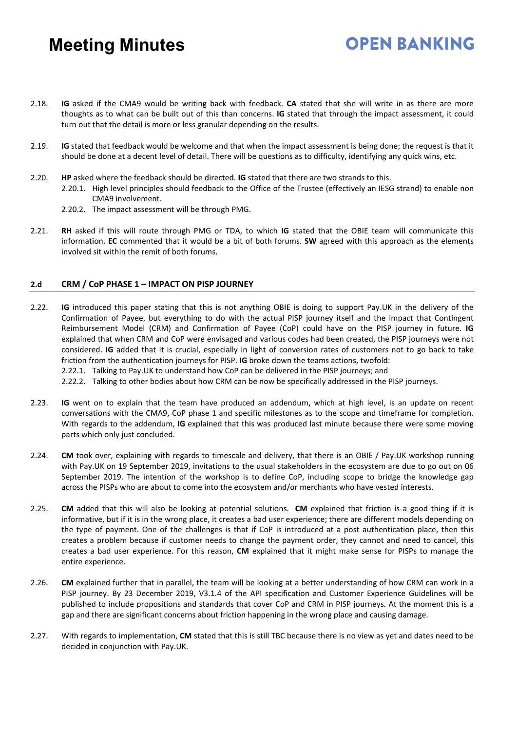2.18. **IG** asked if the CMA9 would be writing back with feedback. **CA** stated that she will write in as there are more thoughts as to what can be built out of this than concerns. **IG** stated that through the impact assessment, it could turn out that the detail is more or less granular depending on the results.

2.19. **IG** stated that feedback would be welcome and that when the impact assessment is being done; the request is that it should be done at a decent level of detail. There will be questions as to difficulty, identifying any quick wins, etc.

2.20. **HP** asked where the feedback should be directed. **IG** stated that there are two strands to this.

2.20.1. High level principles should feedback to the Office of the Trustee (effectively an IESG strand) to enable non CMA9 involvement.

2.20.2. The impact assessment will be through PMG.

2.21. **RH** asked if this will route through PMG or TDA, to which **IG** stated that the OBIE team will communicate this information. **EC** commented that it would be a bit of both forums. **SW** agreed with this approach as the elements involved sit within the remit of both forums.

## 2.d CRM / CoP PHASE 1 – IMPACT ON PISP JOURNEY

2.22. **IG** introduced this paper stating that this is not anything OBIE is doing to support Pay.UK in the delivery of the Confirmation of Payee, but everything to do with the actual PISP journey itself and the impact that Contingent Reimbursement Model (CRM) and Confirmation of Payee (CoP) could have on the PISP journey in future. **IG** explained that when CRM and CoP were envisaged and various codes had been created, the PISP journeys were not considered. **IG** added that it is crucial, especially in light of conversion rates of customers not to go back to take friction from the authentication journeys for PISP. **IG** broke down the teams actions, twofold:

2.22.1. Talking to Pay.UK to understand how CoP can be delivered in the PISP journeys; and

2.22.2. Talking to other bodies about how CRM can be now be specifically addressed in the PISP journeys.

2.23. **IG** went on to explain that the team have produced an addendum, which at high level, is an update on recent conversations with the CMA9, CoP phase 1 and specific milestones as to the scope and timeframe for completion. With regards to the addendum, **IG** explained that this was produced last minute because there were some moving parts which only just concluded.

2.24. **CM** took over, explaining with regards to timescale and delivery, that there is an OBIE / Pay.UK workshop running with Pay.UK on 19 September 2019, invitations to the usual stakeholders in the ecosystem are due to go out on 06 September 2019. The intention of the workshop is to define CoP, including scope to bridge the knowledge gap across the PISPs who are about to come into the ecosystem and/or merchants who have vested interests.

2.25. **CM** added that this will also be looking at potential solutions. **CM** explained that friction is a good thing if it is informative, but if it is in the wrong place, it creates a bad user experience; there are different models depending on the type of payment. One of the challenges is that if CoP is introduced at a post authentication place, then this creates a problem because if customer needs to change the payment order, they cannot and need to cancel, this creates a bad user experience. For this reason, **CM** explained that it might make sense for PISPs to manage the entire experience.

2.26. **CM** explained further that in parallel, the team will be looking at a better understanding of how CRM can work in a PISP journey. By 23 December 2019, V3.1.4 of the API specification and Customer Experience Guidelines will be published to include propositions and standards that cover CoP and CRM in PISP journeys. At the moment this is a gap and there are significant concerns about friction happening in the wrong place and causing damage.

2.27. With regards to implementation, **CM** stated that this is still TBC because there is no view as yet and dates need to be decided in conjunction with Pay.UK.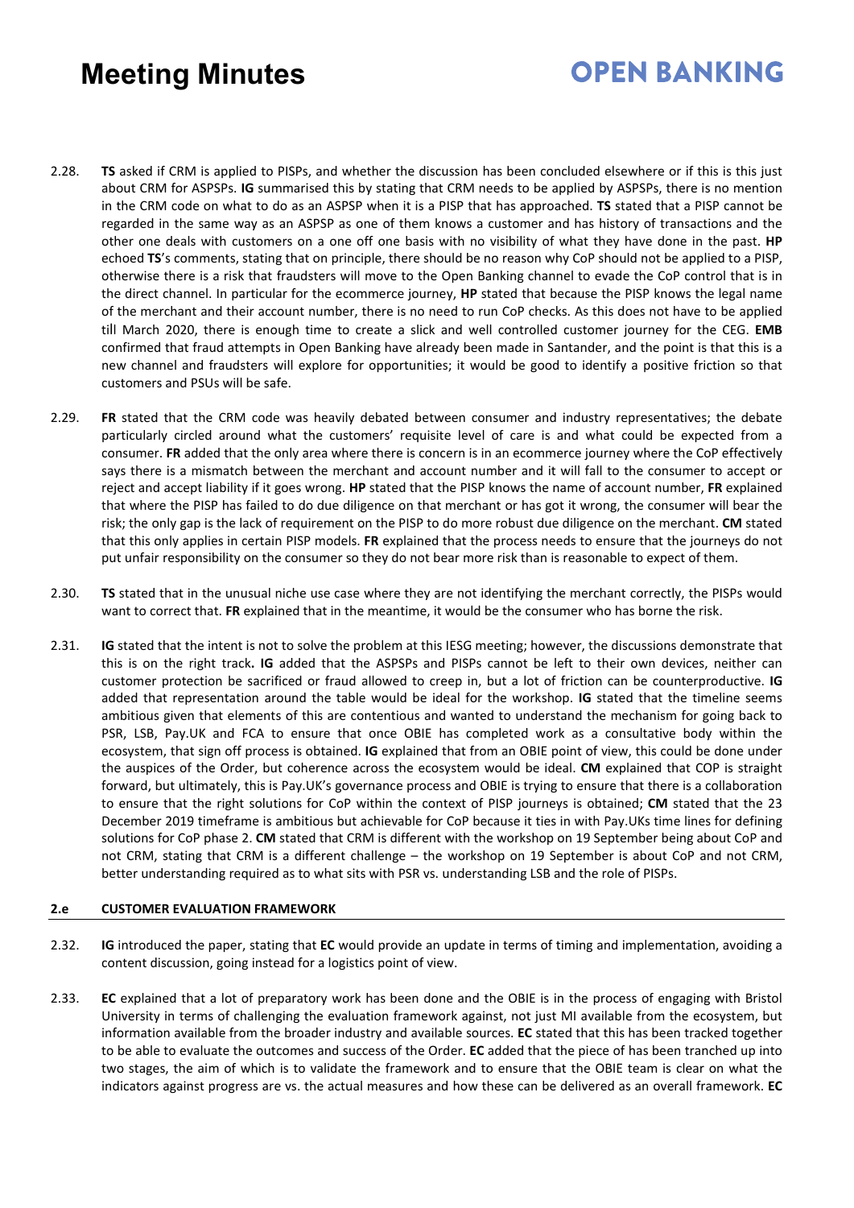2.28. **TS** asked if CRM is applied to PISPs, and whether the discussion has been concluded elsewhere or if this is this just about CRM for ASPSPs. **IG** summarised this by stating that CRM needs to be applied by ASPSPs, there is no mention in the CRM code on what to do as an ASPSP when it is a PISP that has approached. **TS** stated that a PISP cannot be regarded in the same way as an ASPSP as one of them knows a customer and has history of transactions and the other one deals with customers on a one off one basis with no visibility of what they have done in the past. **HP** echoed **TS**'s comments, stating that on principle, there should be no reason why CoP should not be applied to a PISP, otherwise there is a risk that fraudsters will move to the Open Banking channel to evade the CoP control that is in the direct channel. In particular for the ecommerce journey, **HP** stated that because the PISP knows the legal name of the merchant and their account number, there is no need to run CoP checks. As this does not have to be applied till March 2020, there is enough time to create a slick and well controlled customer journey for the CEG. **EMB** confirmed that fraud attempts in Open Banking have already been made in Santander, and the point is that this is a new channel and fraudsters will explore for opportunities; it would be good to identify a positive friction so that customers and PSUs will be safe.

2.29. **FR** stated that the CRM code was heavily debated between consumer and industry representatives; the debate particularly circled around what the customers' requisite level of care is and what could be expected from a consumer. **FR** added that the only area where there is concern is in an ecommerce journey where the CoP effectively says there is a mismatch between the merchant and account number and it will fall to the consumer to accept or reject and accept liability if it goes wrong. **HP** stated that the PISP knows the name of account number, **FR** explained that where the PISP has failed to do due diligence on that merchant or has got it wrong, the consumer will bear the risk; the only gap is the lack of requirement on the PISP to do more robust due diligence on the merchant. **CM** stated that this only applies in certain PISP models. **FR** explained that the process needs to ensure that the journeys do not put unfair responsibility on the consumer so they do not bear more risk than is reasonable to expect of them.

2.30. **TS** stated that in the unusual niche use case where they are not identifying the merchant correctly, the PISPs would want to correct that. **FR** explained that in the meantime, it would be the consumer who has borne the risk.

2.31. **IG** stated that the intent is not to solve the problem at this IESG meeting; however, the discussions demonstrate that this is on the right track**. IG** added that the ASPSPs and PISPs cannot be left to their own devices, neither can customer protection be sacrificed or fraud allowed to creep in, but a lot of friction can be counterproductive. **IG** added that representation around the table would be ideal for the workshop. **IG** stated that the timeline seems ambitious given that elements of this are contentious and wanted to understand the mechanism for going back to PSR, LSB, Pay.UK and FCA to ensure that once OBIE has completed work as a consultative body within the ecosystem, that sign off process is obtained. **IG** explained that from an OBIE point of view, this could be done under the auspices of the Order, but coherence across the ecosystem would be ideal. **CM** explained that COP is straight forward, but ultimately, this is Pay.UK's governance process and OBIE is trying to ensure that there is a collaboration to ensure that the right solutions for CoP within the context of PISP journeys is obtained; **CM** stated that the 23 December 2019 timeframe is ambitious but achievable for CoP because it ties in with Pay.UKs time lines for defining solutions for CoP phase 2. **CM** stated that CRM is different with the workshop on 19 September being about CoP and not CRM, stating that CRM is a different challenge – the workshop on 19 September is about CoP and not CRM, better understanding required as to what sits with PSR vs. understanding LSB and the role of PISPs.

### 2.e CUSTOMER EVALUATION FRAMEWORK

2.32. **IG** introduced the paper, stating that **EC** would provide an update in terms of timing and implementation, avoiding a content discussion, going instead for a logistics point of view.

2.33. **EC** explained that a lot of preparatory work has been done and the OBIE is in the process of engaging with Bristol University in terms of challenging the evaluation framework against, not just MI available from the ecosystem, but information available from the broader industry and available sources. **EC** stated that this has been tracked together to be able to evaluate the outcomes and success of the Order. **EC** added that the piece of has been tranched up into two stages, the aim of which is to validate the framework and to ensure that the OBIE team is clear on what the indicators against progress are vs. the actual measures and how these can be delivered as an overall framework. **EC**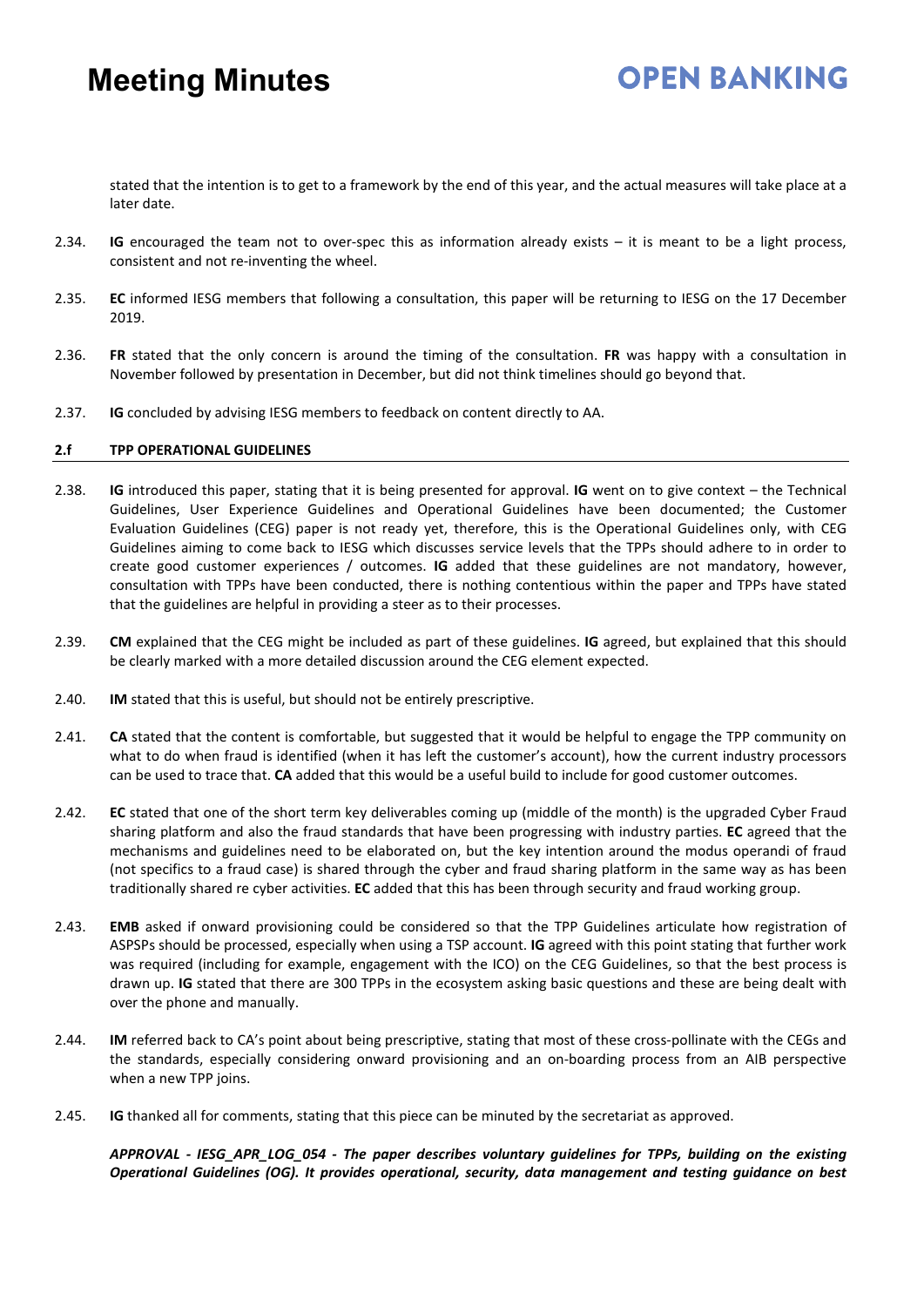stated that the intention is to get to a framework by the end of this year, and the actual measures will take place at a later date.

2.34. **IG** encouraged the team not to over-spec this as information already exists – it is meant to be a light process, consistent and not re-inventing the wheel.

2.35. **EC** informed IESG members that following a consultation, this paper will be returning to IESG on the 17 December 2019.

2.36. **FR** stated that the only concern is around the timing of the consultation. **FR** was happy with a consultation in November followed by presentation in December, but did not think timelines should go beyond that.

2.37. **IG** concluded by advising IESG members to feedback on content directly to AA.

#### 2.f TPP OPERATIONAL GUIDELINES

2.38. **IG** introduced this paper, stating that it is being presented for approval. **IG** went on to give context – the Technical Guidelines, User Experience Guidelines and Operational Guidelines have been documented; the Customer Evaluation Guidelines (CEG) paper is not ready yet, therefore, this is the Operational Guidelines only, with CEG Guidelines aiming to come back to IESG which discusses service levels that the TPPs should adhere to in order to create good customer experiences / outcomes. **IG** added that these guidelines are not mandatory, however, consultation with TPPs have been conducted, there is nothing contentious within the paper and TPPs have stated that the guidelines are helpful in providing a steer as to their processes.

2.39. **CM** explained that the CEG might be included as part of these guidelines. **IG** agreed, but explained that this should be clearly marked with a more detailed discussion around the CEG element expected.

2.40. **IM** stated that this is useful, but should not be entirely prescriptive.

2.41. **CA** stated that the content is comfortable, but suggested that it would be helpful to engage the TPP community on what to do when fraud is identified (when it has left the customer's account), how the current industry processors can be used to trace that. **CA** added that this would be a useful build to include for good customer outcomes.

2.42. **EC** stated that one of the short term key deliverables coming up (middle of the month) is the upgraded Cyber Fraud sharing platform and also the fraud standards that have been progressing with industry parties. **EC** agreed that the mechanisms and guidelines need to be elaborated on, but the key intention around the modus operandi of fraud (not specifics to a fraud case) is shared through the cyber and fraud sharing platform in the same way as has been traditionally shared re cyber activities. **EC** added that this has been through security and fraud working group.

2.43. **EMB** asked if onward provisioning could be considered so that the TPP Guidelines articulate how registration of ASPSPs should be processed, especially when using a TSP account. **IG** agreed with this point stating that further work was required (including for example, engagement with the ICO) on the CEG Guidelines, so that the best process is drawn up. **IG** stated that there are 300 TPPs in the ecosystem asking basic questions and these are being dealt with over the phone and manually.

2.44. **IM** referred back to CA's point about being prescriptive, stating that most of these cross-pollinate with the CEGs and the standards, especially considering onward provisioning and an on-boarding process from an AIB perspective when a new TPP joins.

2.45. **IG** thanked all for comments, stating that this piece can be minuted by the secretariat as approved.

***APPROVAL - IESG_APR_LOG_054 - The paper describes voluntary guidelines for TPPs, building on the existing Operational Guidelines (OG). It provides operational, security, data management and testing guidance on best***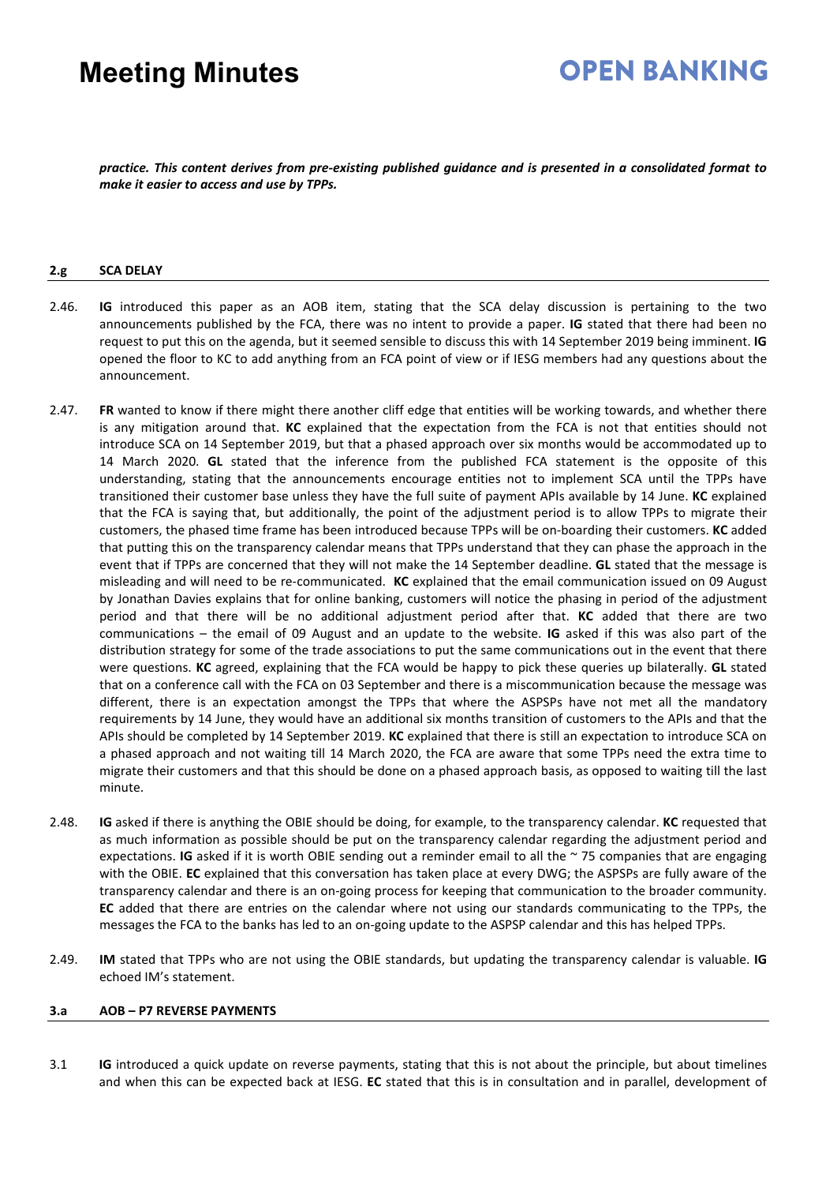***practice. This content derives from pre-existing published guidance and is presented in a consolidated format to make it easier to access and use by TPPs.***

**2.g SCA DELAY**

2.46. **IG** introduced this paper as an AOB item, stating that the SCA delay discussion is pertaining to the two announcements published by the FCA, there was no intent to provide a paper. **IG** stated that there had been no request to put this on the agenda, but it seemed sensible to discuss this with 14 September 2019 being imminent. **IG** opened the floor to KC to add anything from an FCA point of view or if IESG members had any questions about the announcement.

2.47. **FR** wanted to know if there might there another cliff edge that entities will be working towards, and whether there is any mitigation around that. **KC** explained that the expectation from the FCA is not that entities should not introduce SCA on 14 September 2019, but that a phased approach over six months would be accommodated up to 14 March 2020. **GL** stated that the inference from the published FCA statement is the opposite of this understanding, stating that the announcements encourage entities not to implement SCA until the TPPs have transitioned their customer base unless they have the full suite of payment APIs available by 14 June. **KC** explained that the FCA is saying that, but additionally, the point of the adjustment period is to allow TPPs to migrate their customers, the phased time frame has been introduced because TPPs will be on-boarding their customers. **KC** added that putting this on the transparency calendar means that TPPs understand that they can phase the approach in the event that if TPPs are concerned that they will not make the 14 September deadline. **GL** stated that the message is misleading and will need to be re-communicated. **KC** explained that the email communication issued on 09 August by Jonathan Davies explains that for online banking, customers will notice the phasing in period of the adjustment period and that there will be no additional adjustment period after that. **KC** added that there are two communications – the email of 09 August and an update to the website. **IG** asked if this was also part of the distribution strategy for some of the trade associations to put the same communications out in the event that there were questions. **KC** agreed, explaining that the FCA would be happy to pick these queries up bilaterally. **GL** stated that on a conference call with the FCA on 03 September and there is a miscommunication because the message was different, there is an expectation amongst the TPPs that where the ASPSPs have not met all the mandatory requirements by 14 June, they would have an additional six months transition of customers to the APIs and that the APIs should be completed by 14 September 2019. **KC** explained that there is still an expectation to introduce SCA on a phased approach and not waiting till 14 March 2020, the FCA are aware that some TPPs need the extra time to migrate their customers and that this should be done on a phased approach basis, as opposed to waiting till the last minute.

2.48. **IG** asked if there is anything the OBIE should be doing, for example, to the transparency calendar. **KC** requested that as much information as possible should be put on the transparency calendar regarding the adjustment period and expectations. **IG** asked if it is worth OBIE sending out a reminder email to all the ~ 75 companies that are engaging with the OBIE. **EC** explained that this conversation has taken place at every DWG; the ASPSPs are fully aware of the transparency calendar and there is an on-going process for keeping that communication to the broader community. **EC** added that there are entries on the calendar where not using our standards communicating to the TPPs, the messages the FCA to the banks has led to an on-going update to the ASPSP calendar and this has helped TPPs.

2.49. **IM** stated that TPPs who are not using the OBIE standards, but updating the transparency calendar is valuable. **IG** echoed IM's statement.

**3.a AOB – P7 REVERSE PAYMENTS**

3.1 **IG** introduced a quick update on reverse payments, stating that this is not about the principle, but about timelines and when this can be expected back at IESG. **EC** stated that this is in consultation and in parallel, development of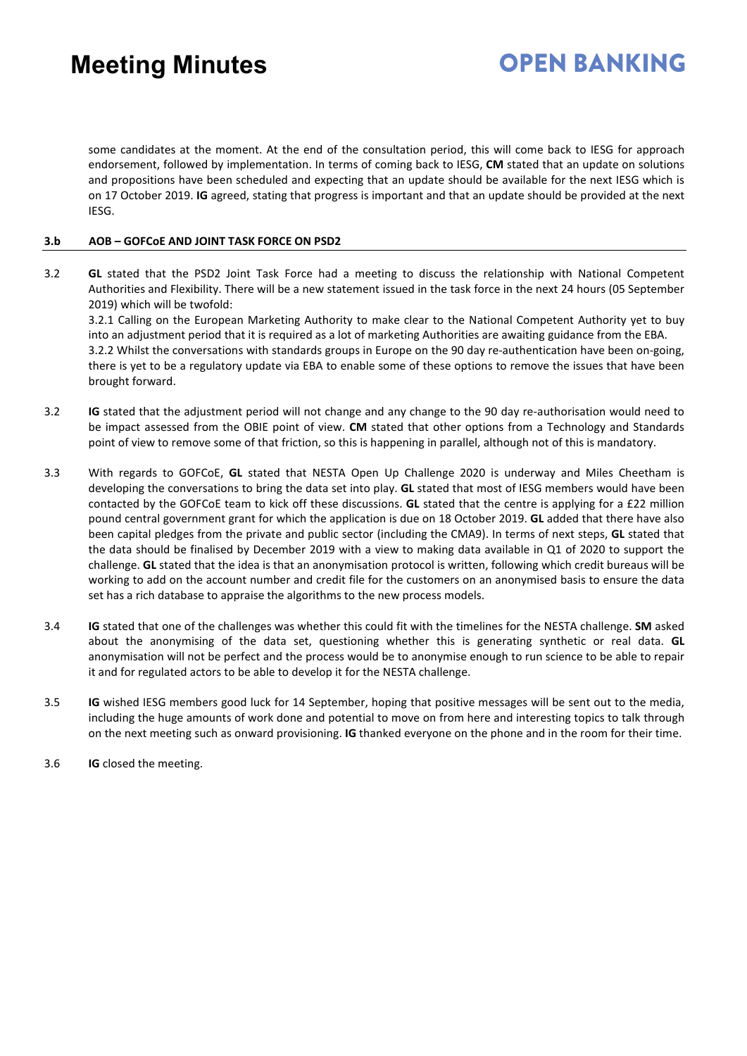some candidates at the moment. At the end of the consultation period, this will come back to IESG for approach endorsement, followed by implementation. In terms of coming back to IESG, **CM** stated that an update on solutions and propositions have been scheduled and expecting that an update should be available for the next IESG which is on 17 October 2019. **IG** agreed, stating that progress is important and that an update should be provided at the next IESG.

### 3.b AOB – GOFCoE AND JOINT TASK FORCE ON PSD2

3.2 **GL** stated that the PSD2 Joint Task Force had a meeting to discuss the relationship with National Competent Authorities and Flexibility. There will be a new statement issued in the task force in the next 24 hours (05 September 2019) which will be twofold:
3.2.1 Calling on the European Marketing Authority to make clear to the National Competent Authority yet to buy into an adjustment period that it is required as a lot of marketing Authorities are awaiting guidance from the EBA.
3.2.2 Whilst the conversations with standards groups in Europe on the 90 day re-authentication have been on-going, there is yet to be a regulatory update via EBA to enable some of these options to remove the issues that have been brought forward.

3.2 **IG** stated that the adjustment period will not change and any change to the 90 day re-authorisation would need to be impact assessed from the OBIE point of view. **CM** stated that other options from a Technology and Standards point of view to remove some of that friction, so this is happening in parallel, although not of this is mandatory.

3.3 With regards to GOFCoE, **GL** stated that NESTA Open Up Challenge 2020 is underway and Miles Cheetham is developing the conversations to bring the data set into play. **GL** stated that most of IESG members would have been contacted by the GOFCoE team to kick off these discussions. **GL** stated that the centre is applying for a £22 million pound central government grant for which the application is due on 18 October 2019. **GL** added that there have also been capital pledges from the private and public sector (including the CMA9). In terms of next steps, **GL** stated that the data should be finalised by December 2019 with a view to making data available in Q1 of 2020 to support the challenge. **GL** stated that the idea is that an anonymisation protocol is written, following which credit bureaus will be working to add on the account number and credit file for the customers on an anonymised basis to ensure the data set has a rich database to appraise the algorithms to the new process models.

3.4 **IG** stated that one of the challenges was whether this could fit with the timelines for the NESTA challenge. **SM** asked about the anonymising of the data set, questioning whether this is generating synthetic or real data. **GL** anonymisation will not be perfect and the process would be to anonymise enough to run science to be able to repair it and for regulated actors to be able to develop it for the NESTA challenge.

3.5 **IG** wished IESG members good luck for 14 September, hoping that positive messages will be sent out to the media, including the huge amounts of work done and potential to move on from here and interesting topics to talk through on the next meeting such as onward provisioning. **IG** thanked everyone on the phone and in the room for their time.

3.6 **IG** closed the meeting.